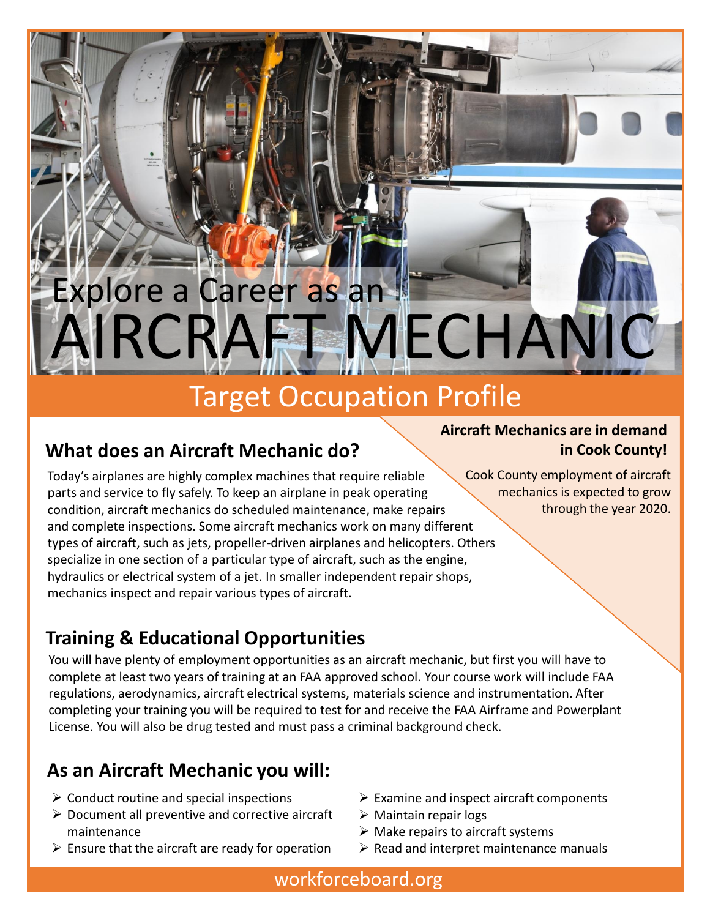Explore a Career as an

# AIRCRAFT MECHANIC

## Target Occupation Profile

**Aircraft Mechanics are in demand in Cook County!**

Cook County employment of aircraft mechanics is expected to grow through the year 2020.

## What does an Aircraft Mechanic do?

Today's airplanes are highly complex machines that require reliable parts and service to fly safely. To keep an airplane in peak operating condition, aircraft mechanics do scheduled maintenance, make repairs and complete inspections. Some aircraft mechanics work on many different types of aircraft, such as jets, propeller-driven airplanes and helicopters. Others specialize in one section of a particular type of aircraft, such as the engine, hydraulics or electrical system of a jet. In smaller independent repair shops, mechanics inspect and repair various types of aircraft.

## Training & Educational Opportunities

You will have plenty of employment opportunities as an aircraft mechanic, but first you will have to complete at least two years of training at an FAA approved school. Your course work will include FAA regulations, aerodynamics, aircraft electrical systems, materials science and instrumentation. After completing your training you will be required to test for and receive the FAA Airframe and Powerplant License. You will also be drug tested and must pass a criminal background check.

## As an Aircraft Mechanic you will:

- Conduct routine and special inspections
- Document all preventive and corrective aircraft maintenance
- Ensure that the aircraft are ready for operation
- Examine and inspect aircraft components
- Maintain repair logs
- Make repairs to aircraft systems
- Read and interpret maintenance manuals

workforceboard.org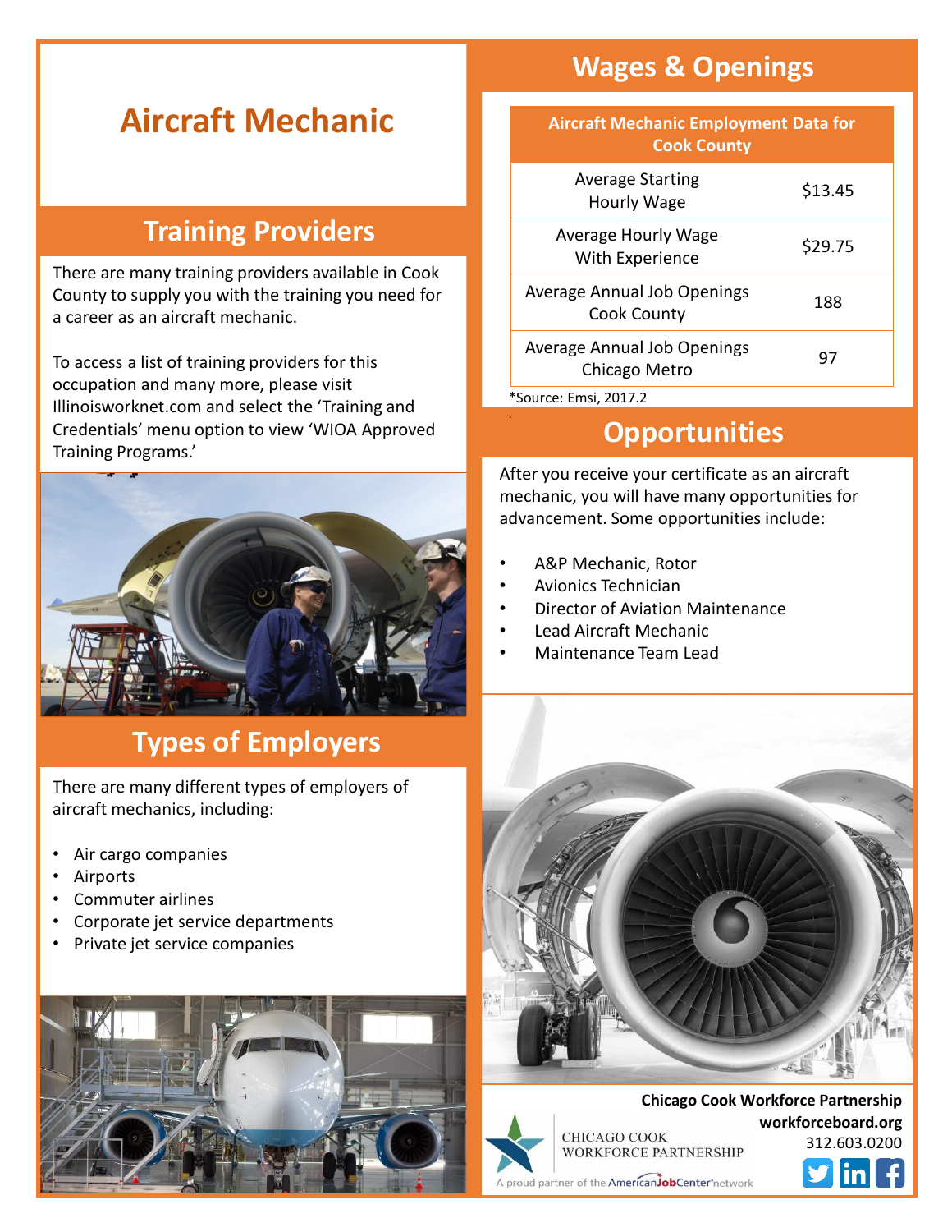# Aircraft Mechanic

## Training Providers

There are many training providers available in Cook County to supply you with the training you need for a career as an aircraft mechanic.

To access a list of training providers for this occupation and many more, please visit Illinoisworknet.com and select the 'Training and Credentials' menu option to view 'WIOA Approved Training Programs.'

## Types of Employers

There are many different types of employers of aircraft mechanics, including:

- Air cargo companies
- Airports
- Commuter airlines
- Corporate jet service departments
- Private jet service companies

## Wages & Openings

| Aircraft Mechanic Employment Data for Cook County | |
|---|---|
| Average Starting Hourly Wage | $13.45 |
| Average Hourly Wage With Experience | $29.75 |
| Average Annual Job Openings Cook County | 188 |
| Average Annual Job Openings Chicago Metro | 97 |

*Source: Emsi, 2017.2

## Opportunities

After you receive your certificate as an aircraft mechanic, you will have many opportunities for advancement. Some opportunities include:

- A&P Mechanic, Rotor
- Avionics Technician
- Director of Aviation Maintenance
- Lead Aircraft Mechanic
- Maintenance Team Lead

**Chicago Cook Workforce Partnership**
**workforceboard.org**
312.603.0200

CHICAGO COOK WORKFORCE PARTNERSHIP
A proud partner of the AmericanJobCenter network